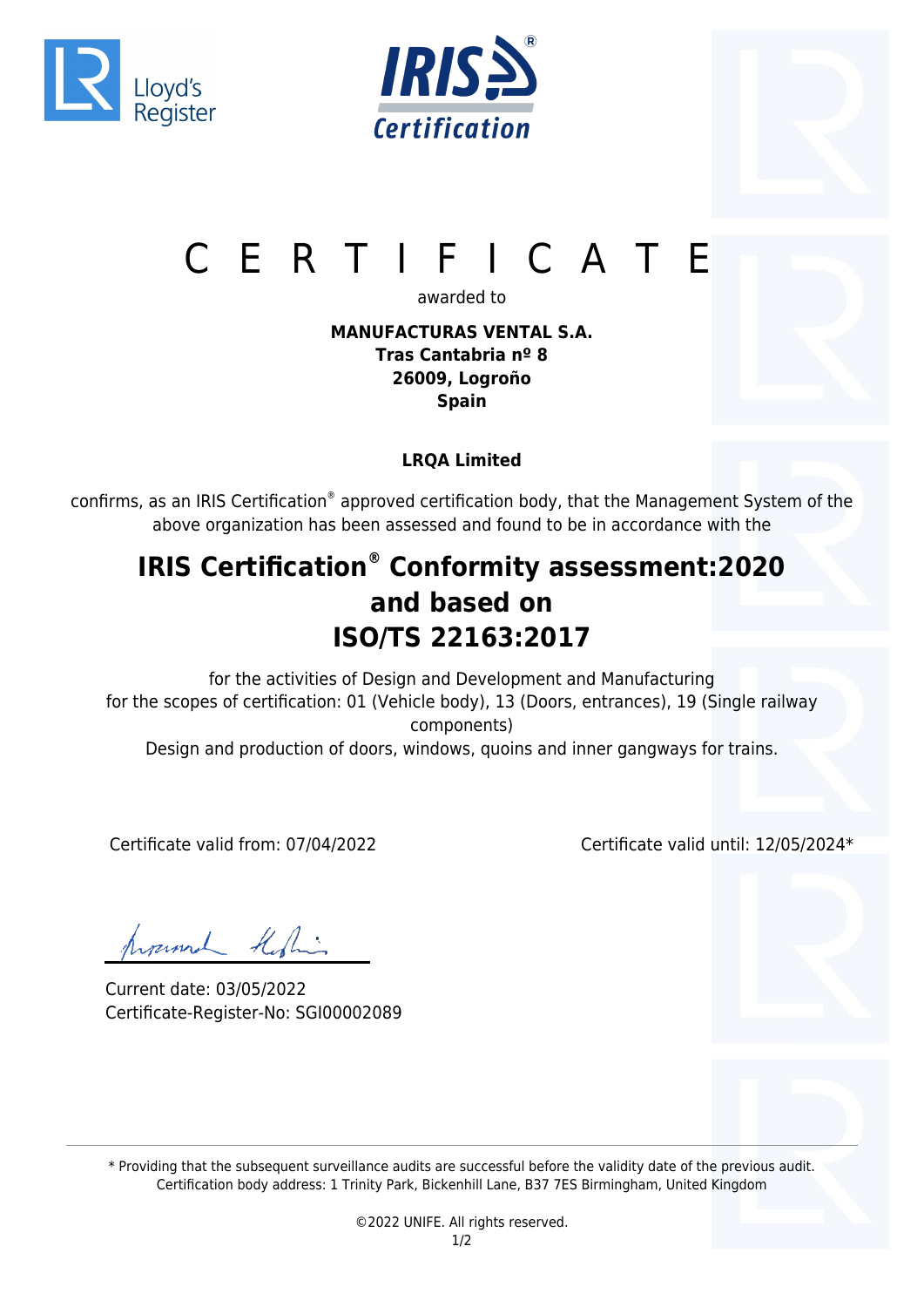# C E R T I F I C A T E

awarded to

**MANUFACTURAS VENTAL S.A.**
**Tras Cantabria nº 8**
**26009, Logroño**
**Spain**

**LRQA Limited**

confirms, as an IRIS Certification® approved certification body, that the Management System of the above organization has been assessed and found to be in accordance with the

## IRIS Certification® Conformity assessment:2020 and based on ISO/TS 22163:2017

for the activities of Design and Development and Manufacturing
for the scopes of certification: 01 (Vehicle body), 13 (Doors, entrances), 19 (Single railway components)
Design and production of doors, windows, quoins and inner gangways for trains.

Certificate valid from: 07/04/2022

Certificate valid until: 12/05/2024*

Current date: 03/05/2022
Certificate-Register-No: SGI00002089

---

\* Providing that the subsequent surveillance audits are successful before the validity date of the previous audit.
Certification body address: 1 Trinity Park, Bickenhill Lane, B37 7ES Birmingham, United Kingdom

©2022 UNIFE. All rights reserved.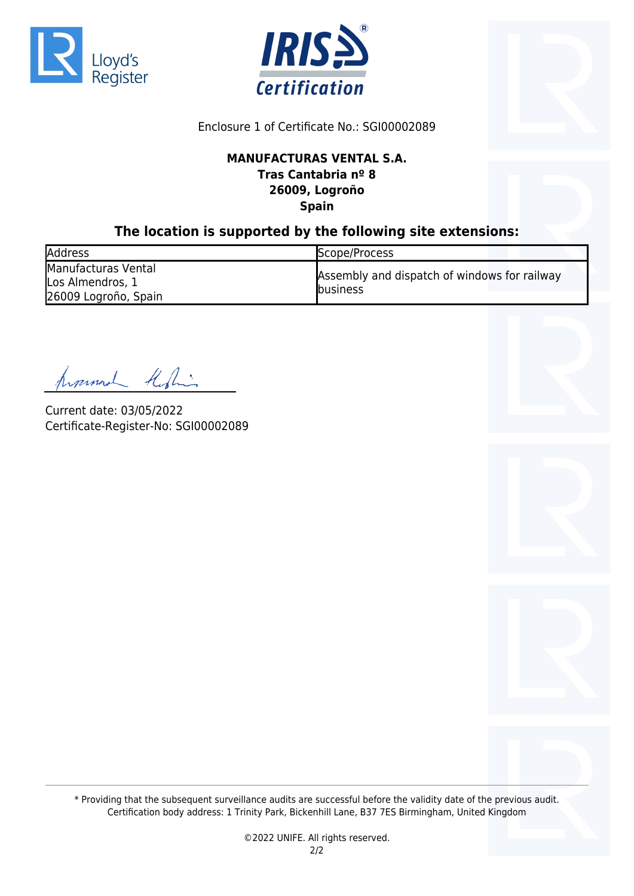Enclosure 1 of Certificate No.: SGI00002089

**MANUFACTURAS VENTAL S.A.**
**Tras Cantabria nº 8**
**26009, Logroño**
**Spain**

## The location is supported by the following site extensions:

| Address | Scope/Process |
|---|---|
| Manufacturas Vental<br>Los Almendros, 1<br>26009 Logroño, Spain | Assembly and dispatch of windows for railway business |

Current date: 03/05/2022
Certificate-Register-No: SGI00002089

\* Providing that the subsequent surveillance audits are successful before the validity date of the previous audit.
Certification body address: 1 Trinity Park, Bickenhill Lane, B37 7ES Birmingham, United Kingdom

©2022 UNIFE. All rights reserved.